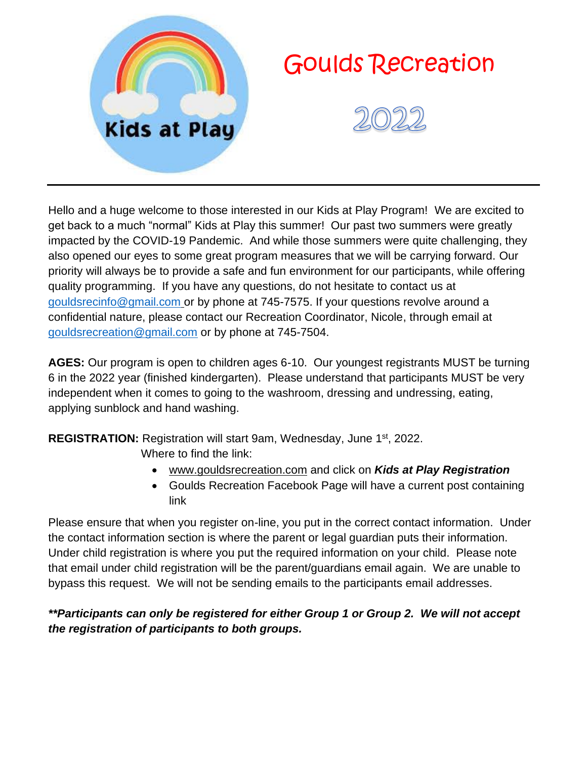Kids at Play

# Goulds Recreation

# 2022

---

Hello and a huge welcome to those interested in our Kids at Play Program! We are excited to get back to a much "normal" Kids at Play this summer! Our past two summers were greatly impacted by the COVID-19 Pandemic. And while those summers were quite challenging, they also opened our eyes to some great program measures that we will be carrying forward. Our priority will always be to provide a safe and fun environment for our participants, while offering quality programming. If you have any questions, do not hesitate to contact us at gouldsrecinfo@gmail.com or by phone at 745-7575. If your questions revolve around a confidential nature, please contact our Recreation Coordinator, Nicole, through email at gouldsrecreation@gmail.com or by phone at 745-7504.

**AGES:** Our program is open to children ages 6-10. Our youngest registrants MUST be turning 6 in the 2022 year (finished kindergarten). Please understand that participants MUST be very independent when it comes to going to the washroom, dressing and undressing, eating, applying sunblock and hand washing.

**REGISTRATION:** Registration will start 9am, Wednesday, June 1st, 2022.
Where to find the link:

- www.gouldsrecreation.com and click on ***Kids at Play Registration***
- Goulds Recreation Facebook Page will have a current post containing link

Please ensure that when you register on-line, you put in the correct contact information. Under the contact information section is where the parent or legal guardian puts their information. Under child registration is where you put the required information on your child. Please note that email under child registration will be the parent/guardians email again. We are unable to bypass this request. We will not be sending emails to the participants email addresses.

***\*\*Participants can only be registered for either Group 1 or Group 2. We will not accept the registration of participants to both groups.***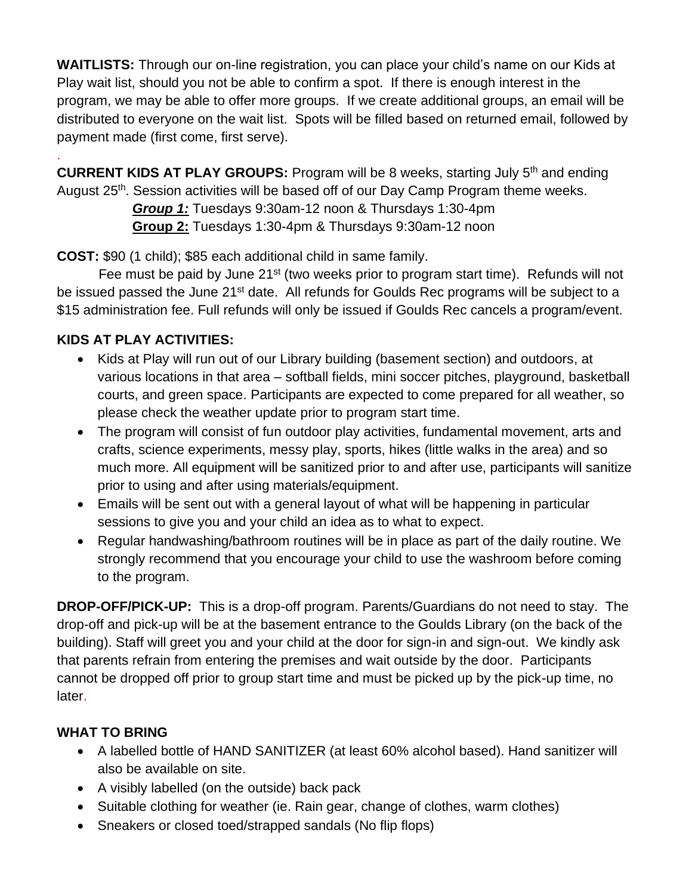**WAITLISTS:** Through our on-line registration, you can place your child's name on our Kids at Play wait list, should you not be able to confirm a spot. If there is enough interest in the program, we may be able to offer more groups. If we create additional groups, an email will be distributed to everyone on the wait list. Spots will be filled based on returned email, followed by payment made (first come, first serve).

.

**CURRENT KIDS AT PLAY GROUPS:** Program will be 8 weeks, starting July 5th and ending August 25th. Session activities will be based off of our Day Camp Program theme weeks.

***Group 1:*** Tuesdays 9:30am-12 noon & Thursdays 1:30-4pm
**Group 2:** Tuesdays 1:30-4pm & Thursdays 9:30am-12 noon

**COST:** $90 (1 child); $85 each additional child in same family.

Fee must be paid by June 21st (two weeks prior to program start time). Refunds will not be issued passed the June 21st date. All refunds for Goulds Rec programs will be subject to a $15 administration fee. Full refunds will only be issued if Goulds Rec cancels a program/event.

**KIDS AT PLAY ACTIVITIES:**

- Kids at Play will run out of our Library building (basement section) and outdoors, at various locations in that area – softball fields, mini soccer pitches, playground, basketball courts, and green space. Participants are expected to come prepared for all weather, so please check the weather update prior to program start time.
- The program will consist of fun outdoor play activities, fundamental movement, arts and crafts, science experiments, messy play, sports, hikes (little walks in the area) and so much more. All equipment will be sanitized prior to and after use, participants will sanitize prior to using and after using materials/equipment.
- Emails will be sent out with a general layout of what will be happening in particular sessions to give you and your child an idea as to what to expect.
- Regular handwashing/bathroom routines will be in place as part of the daily routine. We strongly recommend that you encourage your child to use the washroom before coming to the program.

**DROP-OFF/PICK-UP:** This is a drop-off program. Parents/Guardians do not need to stay. The drop-off and pick-up will be at the basement entrance to the Goulds Library (on the back of the building). Staff will greet you and your child at the door for sign-in and sign-out. We kindly ask that parents refrain from entering the premises and wait outside by the door. Participants cannot be dropped off prior to group start time and must be picked up by the pick-up time, no later.

**WHAT TO BRING**

- A labelled bottle of HAND SANITIZER (at least 60% alcohol based). Hand sanitizer will also be available on site.
- A visibly labelled (on the outside) back pack
- Suitable clothing for weather (ie. Rain gear, change of clothes, warm clothes)
- Sneakers or closed toed/strapped sandals (No flip flops)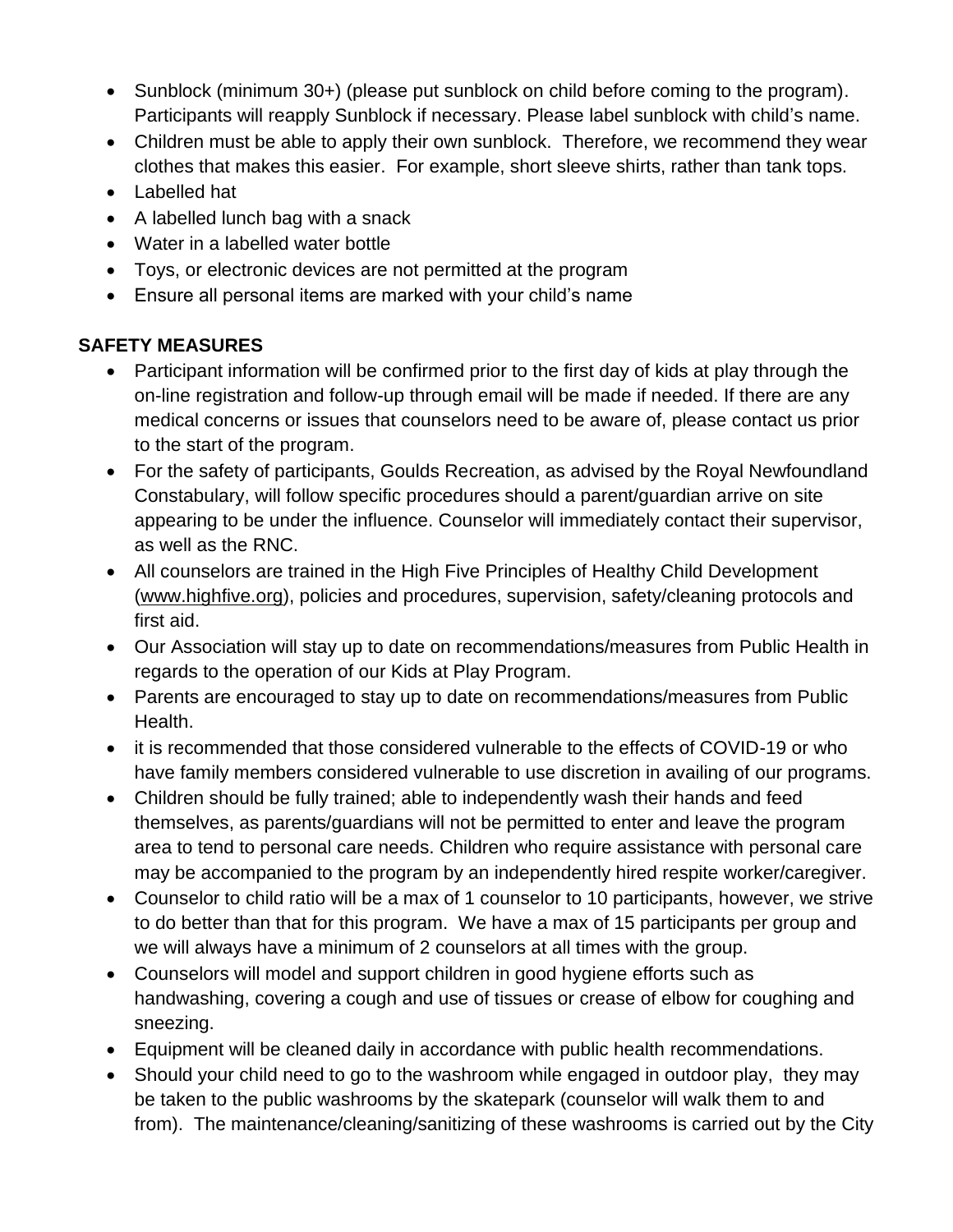- Sunblock (minimum 30+) (please put sunblock on child before coming to the program). Participants will reapply Sunblock if necessary. Please label sunblock with child's name.
- Children must be able to apply their own sunblock. Therefore, we recommend they wear clothes that makes this easier. For example, short sleeve shirts, rather than tank tops.
- Labelled hat
- A labelled lunch bag with a snack
- Water in a labelled water bottle
- Toys, or electronic devices are not permitted at the program
- Ensure all personal items are marked with your child's name

**SAFETY MEASURES**

- Participant information will be confirmed prior to the first day of kids at play through the on-line registration and follow-up through email will be made if needed. If there are any medical concerns or issues that counselors need to be aware of, please contact us prior to the start of the program.
- For the safety of participants, Goulds Recreation, as advised by the Royal Newfoundland Constabulary, will follow specific procedures should a parent/guardian arrive on site appearing to be under the influence. Counselor will immediately contact their supervisor, as well as the RNC.
- All counselors are trained in the High Five Principles of Healthy Child Development (www.highfive.org), policies and procedures, supervision, safety/cleaning protocols and first aid.
- Our Association will stay up to date on recommendations/measures from Public Health in regards to the operation of our Kids at Play Program.
- Parents are encouraged to stay up to date on recommendations/measures from Public Health.
- it is recommended that those considered vulnerable to the effects of COVID-19 or who have family members considered vulnerable to use discretion in availing of our programs.
- Children should be fully trained; able to independently wash their hands and feed themselves, as parents/guardians will not be permitted to enter and leave the program area to tend to personal care needs. Children who require assistance with personal care may be accompanied to the program by an independently hired respite worker/caregiver.
- Counselor to child ratio will be a max of 1 counselor to 10 participants, however, we strive to do better than that for this program. We have a max of 15 participants per group and we will always have a minimum of 2 counselors at all times with the group.
- Counselors will model and support children in good hygiene efforts such as handwashing, covering a cough and use of tissues or crease of elbow for coughing and sneezing.
- Equipment will be cleaned daily in accordance with public health recommendations.
- Should your child need to go to the washroom while engaged in outdoor play, they may be taken to the public washrooms by the skatepark (counselor will walk them to and from). The maintenance/cleaning/sanitizing of these washrooms is carried out by the City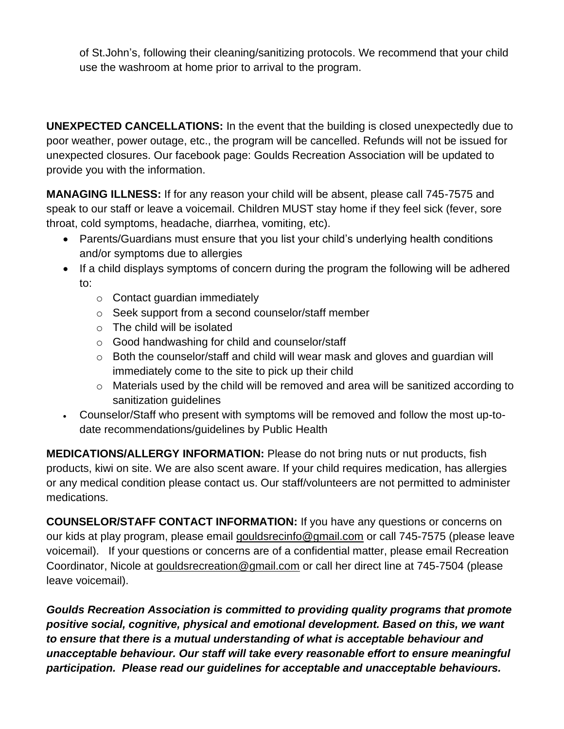of St.John's, following their cleaning/sanitizing protocols. We recommend that your child use the washroom at home prior to arrival to the program.

**UNEXPECTED CANCELLATIONS:** In the event that the building is closed unexpectedly due to poor weather, power outage, etc., the program will be cancelled. Refunds will not be issued for unexpected closures. Our facebook page: Goulds Recreation Association will be updated to provide you with the information.

**MANAGING ILLNESS:** If for any reason your child will be absent, please call 745-7575 and speak to our staff or leave a voicemail. Children MUST stay home if they feel sick (fever, sore throat, cold symptoms, headache, diarrhea, vomiting, etc).

- Parents/Guardians must ensure that you list your child's underlying health conditions and/or symptoms due to allergies
- If a child displays symptoms of concern during the program the following will be adhered to:
  - Contact guardian immediately
  - Seek support from a second counselor/staff member
  - The child will be isolated
  - Good handwashing for child and counselor/staff
  - Both the counselor/staff and child will wear mask and gloves and guardian will immediately come to the site to pick up their child
  - Materials used by the child will be removed and area will be sanitized according to sanitization guidelines
- Counselor/Staff who present with symptoms will be removed and follow the most up-to-date recommendations/guidelines by Public Health

**MEDICATIONS/ALLERGY INFORMATION:** Please do not bring nuts or nut products, fish products, kiwi on site. We are also scent aware. If your child requires medication, has allergies or any medical condition please contact us. Our staff/volunteers are not permitted to administer medications.

**COUNSELOR/STAFF CONTACT INFORMATION:** If you have any questions or concerns on our kids at play program, please email gouldsrecinfo@gmail.com or call 745-7575 (please leave voicemail). If your questions or concerns are of a confidential matter, please email Recreation Coordinator, Nicole at gouldsrecreation@gmail.com or call her direct line at 745-7504 (please leave voicemail).

***Goulds Recreation Association is committed to providing quality programs that promote positive social, cognitive, physical and emotional development. Based on this, we want to ensure that there is a mutual understanding of what is acceptable behaviour and unacceptable behaviour. Our staff will take every reasonable effort to ensure meaningful participation. Please read our guidelines for acceptable and unacceptable behaviours.***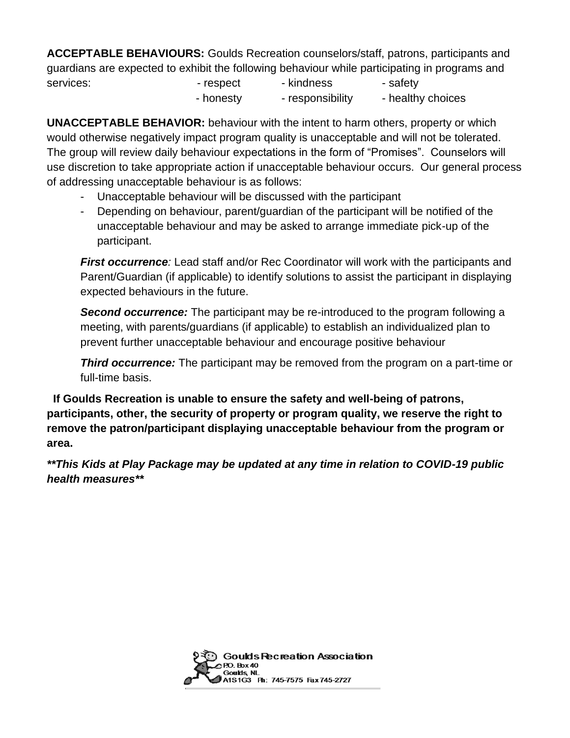**ACCEPTABLE BEHAVIOURS:** Goulds Recreation counselors/staff, patrons, participants and guardians are expected to exhibit the following behaviour while participating in programs and services:

- respect
- kindness
- safety
- honesty
- responsibility
- healthy choices

**UNACCEPTABLE BEHAVIOR:** behaviour with the intent to harm others, property or which would otherwise negatively impact program quality is unacceptable and will not be tolerated. The group will review daily behaviour expectations in the form of "Promises". Counselors will use discretion to take appropriate action if unacceptable behaviour occurs. Our general process of addressing unacceptable behaviour is as follows:

- Unacceptable behaviour will be discussed with the participant
- Depending on behaviour, parent/guardian of the participant will be notified of the unacceptable behaviour and may be asked to arrange immediate pick-up of the participant.

***First occurrence****:* Lead staff and/or Rec Coordinator will work with the participants and Parent/Guardian (if applicable) to identify solutions to assist the participant in displaying expected behaviours in the future.

***Second occurrence:*** The participant may be re-introduced to the program following a meeting, with parents/guardians (if applicable) to establish an individualized plan to prevent further unacceptable behaviour and encourage positive behaviour

***Third occurrence:*** The participant may be removed from the program on a part-time or full-time basis.

**If Goulds Recreation is unable to ensure the safety and well-being of patrons, participants, other, the security of property or program quality, we reserve the right to remove the patron/participant displaying unacceptable behaviour from the program or area.**

***\*\*This Kids at Play Package may be updated at any time in relation to COVID-19 public health measures\*\****

**Goulds Recreation Association**
P.O. Box 40
Goulds, NL
A1S1G3 Ph: 745-7575 Fax 745-2727